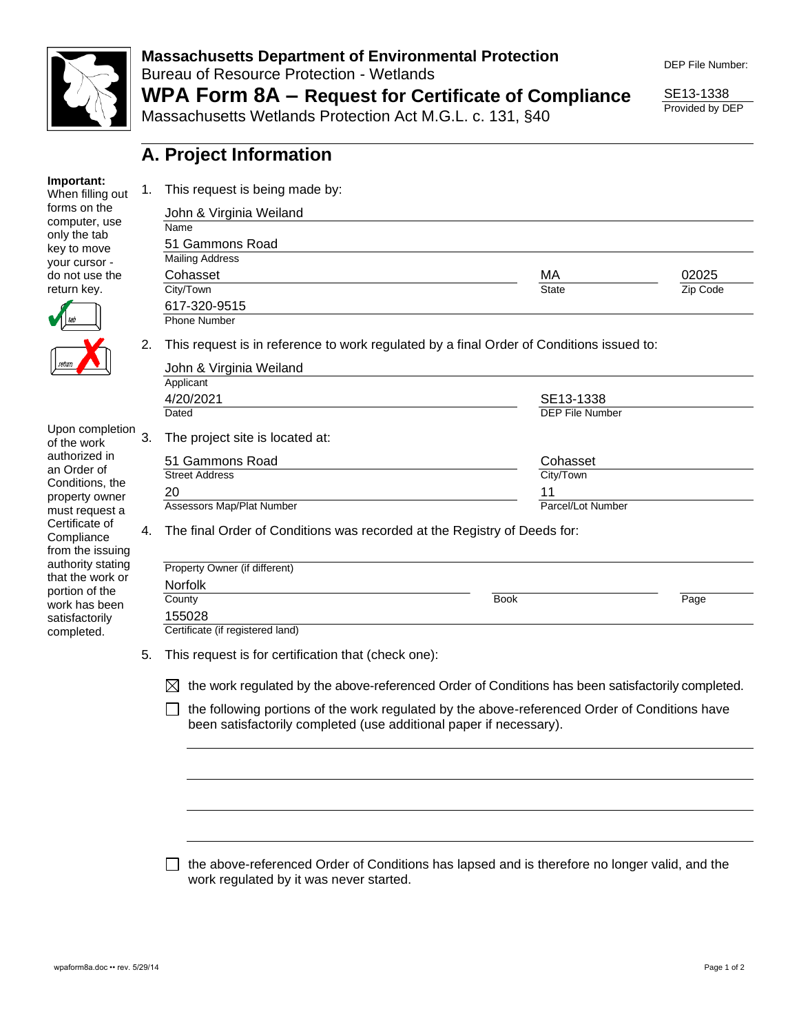**Massachusetts Department of Environmental Protection**
Bureau of Resource Protection - Wetlands

# WPA Form 8A – Request for Certificate of Compliance

Massachusetts Wetlands Protection Act M.G.L. c. 131, §40

DEP File Number: SE13-1338
Provided by DEP

## A. Project Information

**Important:** When filling out forms on the computer, use only the tab key to move your cursor - do not use the return key.

Upon completion of the work authorized in an Order of Conditions, the property owner must request a Certificate of Compliance from the issuing authority stating that the work or portion of the work has been satisfactorily completed.

1. This request is being made by:

   John & Virginia Weiland
   Name

   51 Gammons Road
   Mailing Address

   Cohasset — City/Town
   MA — State
   02025 — Zip Code

   617-320-9515
   Phone Number

2. This request is in reference to work regulated by a final Order of Conditions issued to:

   John & Virginia Weiland
   Applicant

   4/20/2021 — Dated
   SE13-1338 — DEP File Number

3. The project site is located at:

   51 Gammons Road — Street Address
   Cohasset — City/Town

   20 — Assessors Map/Plat Number
   11 — Parcel/Lot Number

4. The final Order of Conditions was recorded at the Registry of Deeds for:

   Property Owner (if different)

   Norfolk — County
   Book
   Page

   155028
   Certificate (if registered land)

5. This request is for certification that (check one):

   ☒ the work regulated by the above-referenced Order of Conditions has been satisfactorily completed.

   ☐ the following portions of the work regulated by the above-referenced Order of Conditions have been satisfactorily completed (use additional paper if necessary).

   ☐ the above-referenced Order of Conditions has lapsed and is therefore no longer valid, and the work regulated by it was never started.

wpaform8a.doc •• rev. 5/29/14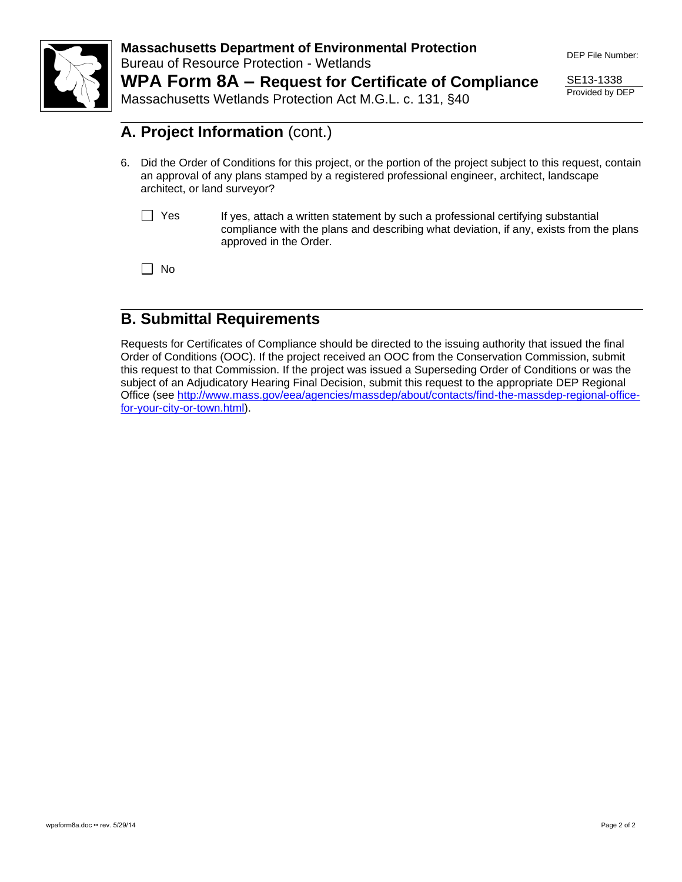**Massachusetts Department of Environmental Protection**
Bureau of Resource Protection - Wetlands

# WPA Form 8A – Request for Certificate of Compliance

Massachusetts Wetlands Protection Act M.G.L. c. 131, §40

DEP File Number:

SE13-1338
Provided by DEP

## A. Project Information (cont.)

6. Did the Order of Conditions for this project, or the portion of the project subject to this request, contain an approval of any plans stamped by a registered professional engineer, architect, landscape architect, or land surveyor?

   ☐ Yes — If yes, attach a written statement by such a professional certifying substantial compliance with the plans and describing what deviation, if any, exists from the plans approved in the Order.

   ☐ No

## B. Submittal Requirements

Requests for Certificates of Compliance should be directed to the issuing authority that issued the final Order of Conditions (OOC). If the project received an OOC from the Conservation Commission, submit this request to that Commission. If the project was issued a Superseding Order of Conditions or was the subject of an Adjudicatory Hearing Final Decision, submit this request to the appropriate DEP Regional Office (see http://www.mass.gov/eea/agencies/massdep/about/contacts/find-the-massdep-regional-office-for-your-city-or-town.html).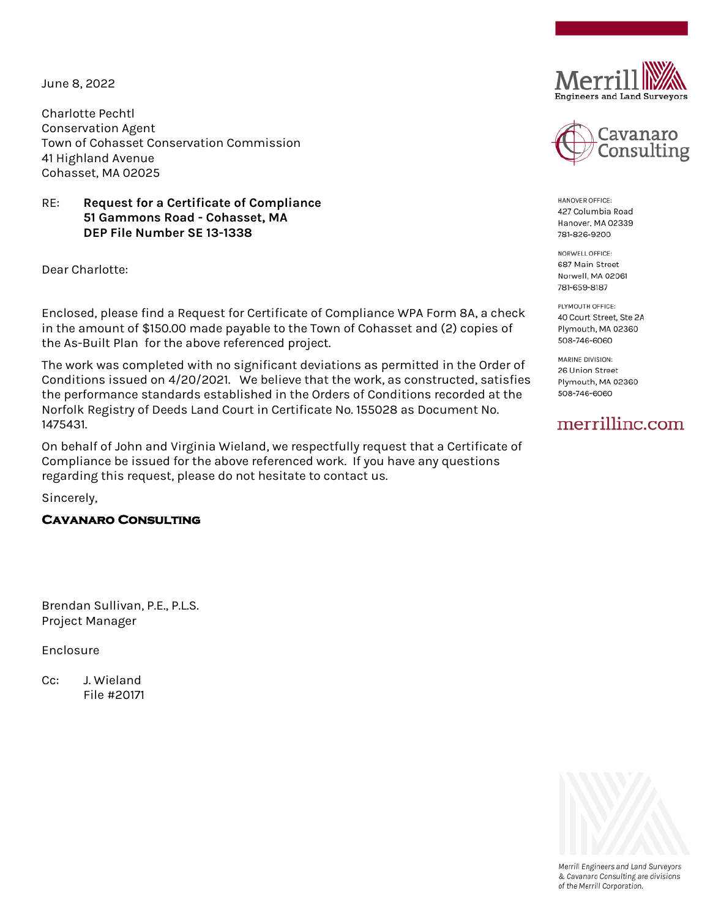June 8, 2022

Charlotte Pechtl
Conservation Agent
Town of Cohasset Conservation Commission
41 Highland Avenue
Cohasset, MA 02025

RE: **Request for a Certificate of Compliance**
**51 Gammons Road - Cohasset, MA**
**DEP File Number SE 13-1338**

Dear Charlotte:

Enclosed, please find a Request for Certificate of Compliance WPA Form 8A, a check in the amount of $150.00 made payable to the Town of Cohasset and (2) copies of the As-Built Plan for the above referenced project.

The work was completed with no significant deviations as permitted in the Order of Conditions issued on 4/20/2021. We believe that the work, as constructed, satisfies the performance standards established in the Orders of Conditions recorded at the Norfolk Registry of Deeds Land Court in Certificate No. 155028 as Document No. 1475431.

On behalf of John and Virginia Wieland, we respectfully request that a Certificate of Compliance be issued for the above referenced work. If you have any questions regarding this request, please do not hesitate to contact us.

Sincerely,

**CAVANARO CONSULTING**

Brendan Sullivan, P.E., P.L.S.
Project Manager

Enclosure

Cc: J. Wieland
File #20171

Merrill Engineers and Land Surveyors

Cavanaro Consulting

HANOVER OFFICE:
427 Columbia Road
Hanover, MA 02339
781-826-9200

NORWELL OFFICE:
687 Main Street
Norwell, MA 02061
781-659-8187

PLYMOUTH OFFICE:
40 Court Street, Ste 2A
Plymouth, MA 02360
508-746-6060

MARINE DIVISION:
26 Union Street
Plymouth, MA 02360
508-746-6060

merrillinc.com

*Merrill Engineers and Land Surveyors & Cavanaro Consulting are divisions of the Merrill Corporation.*